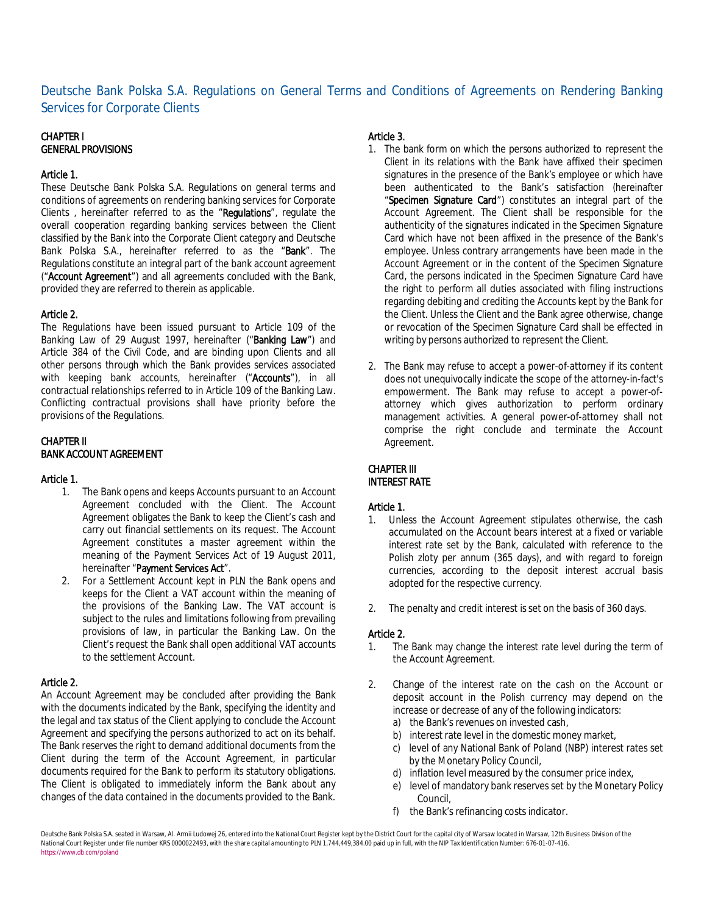# Deutsche Bank Polska S.A. Regulations on General Terms and Conditions of Agreements on Rendering Banking Services for Corporate Clients

## CHAPTER I
## GENERAL PROVISIONS

### Article 1.

These Deutsche Bank Polska S.A. Regulations on general terms and conditions of agreements on rendering banking services for Corporate Clients , hereinafter referred to as the "**Regulations**", regulate the overall cooperation regarding banking services between the Client classified by the Bank into the Corporate Client category and Deutsche Bank Polska S.A., hereinafter referred to as the "**Bank**". The Regulations constitute an integral part of the bank account agreement ("**Account Agreement**") and all agreements concluded with the Bank, provided they are referred to therein as applicable.

### Article 2.

The Regulations have been issued pursuant to Article 109 of the Banking Law of 29 August 1997, hereinafter ("**Banking Law**") and Article 384 of the Civil Code, and are binding upon Clients and all other persons through which the Bank provides services associated with keeping bank accounts, hereinafter ("**Accounts**"), in all contractual relationships referred to in Article 109 of the Banking Law. Conflicting contractual provisions shall have priority before the provisions of the Regulations.

## CHAPTER II
## BANK ACCOUNT AGREEMENT

### Article 1.

1. The Bank opens and keeps Accounts pursuant to an Account Agreement concluded with the Client. The Account Agreement obligates the Bank to keep the Client's cash and carry out financial settlements on its request. The Account Agreement constitutes a master agreement within the meaning of the Payment Services Act of 19 August 2011, hereinafter "**Payment Services Act**".
2. For a Settlement Account kept in PLN the Bank opens and keeps for the Client a VAT account within the meaning of the provisions of the Banking Law. The VAT account is subject to the rules and limitations following from prevailing provisions of law, in particular the Banking Law. On the Client's request the Bank shall open additional VAT accounts to the settlement Account.

### Article 2.

An Account Agreement may be concluded after providing the Bank with the documents indicated by the Bank, specifying the identity and the legal and tax status of the Client applying to conclude the Account Agreement and specifying the persons authorized to act on its behalf. The Bank reserves the right to demand additional documents from the Client during the term of the Account Agreement, in particular documents required for the Bank to perform its statutory obligations. The Client is obligated to immediately inform the Bank about any changes of the data contained in the documents provided to the Bank.

### Article 3.

1. The bank form on which the persons authorized to represent the Client in its relations with the Bank have affixed their specimen signatures in the presence of the Bank's employee or which have been authenticated to the Bank's satisfaction (hereinafter "**Specimen Signature Card**") constitutes an integral part of the Account Agreement. The Client shall be responsible for the authenticity of the signatures indicated in the Specimen Signature Card which have not been affixed in the presence of the Bank's employee. Unless contrary arrangements have been made in the Account Agreement or in the content of the Specimen Signature Card, the persons indicated in the Specimen Signature Card have the right to perform all duties associated with filing instructions regarding debiting and crediting the Accounts kept by the Bank for the Client. Unless the Client and the Bank agree otherwise, change or revocation of the Specimen Signature Card shall be effected in writing by persons authorized to represent the Client.
2. The Bank may refuse to accept a power-of-attorney if its content does not unequivocally indicate the scope of the attorney-in-fact's empowerment. The Bank may refuse to accept a power-of-attorney which gives authorization to perform ordinary management activities. A general power-of-attorney shall not comprise the right conclude and terminate the Account Agreement.

## CHAPTER III
## INTEREST RATE

### Article 1.

1. Unless the Account Agreement stipulates otherwise, the cash accumulated on the Account bears interest at a fixed or variable interest rate set by the Bank, calculated with reference to the Polish zloty per annum (365 days), and with regard to foreign currencies, according to the deposit interest accrual basis adopted for the respective currency.
2. The penalty and credit interest is set on the basis of 360 days.

### Article 2.

1. The Bank may change the interest rate level during the term of the Account Agreement.
2. Change of the interest rate on the cash on the Account or deposit account in the Polish currency may depend on the increase or decrease of any of the following indicators:
   a) the Bank's revenues on invested cash,
   b) interest rate level in the domestic money market,
   c) level of any National Bank of Poland (NBP) interest rates set by the Monetary Policy Council,
   d) inflation level measured by the consumer price index,
   e) level of mandatory bank reserves set by the Monetary Policy Council,
   f) the Bank's refinancing costs indicator.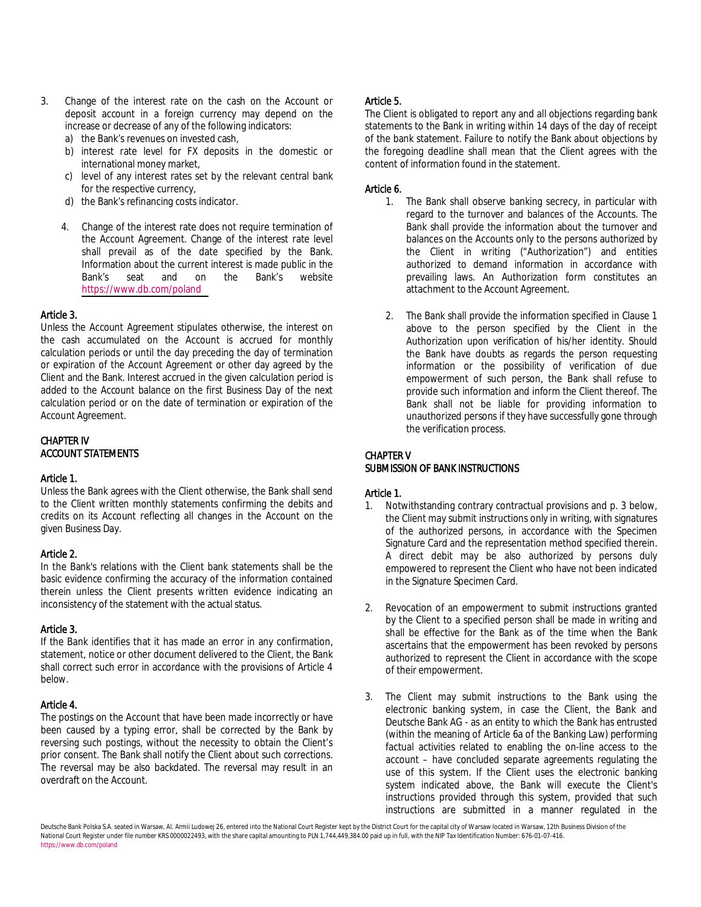3. Change of the interest rate on the cash on the Account or deposit account in a foreign currency may depend on the increase or decrease of any of the following indicators:
   a) the Bank's revenues on invested cash,
   b) interest rate level for FX deposits in the domestic or international money market,
   c) level of any interest rates set by the relevant central bank for the respective currency,
   d) the Bank's refinancing costs indicator.

4. Change of the interest rate does not require termination of the Account Agreement. Change of the interest rate level shall prevail as of the date specified by the Bank. Information about the current interest is made public in the Bank's seat and on the Bank's website https://www.db.com/poland

### Article 3.

Unless the Account Agreement stipulates otherwise, the interest on the cash accumulated on the Account is accrued for monthly calculation periods or until the day preceding the day of termination or expiration of the Account Agreement or other day agreed by the Client and the Bank. Interest accrued in the given calculation period is added to the Account balance on the first Business Day of the next calculation period or on the date of termination or expiration of the Account Agreement.

## CHAPTER IV
## ACCOUNT STATEMENTS

### Article 1.

Unless the Bank agrees with the Client otherwise, the Bank shall send to the Client written monthly statements confirming the debits and credits on its Account reflecting all changes in the Account on the given Business Day.

### Article 2.

In the Bank's relations with the Client bank statements shall be the basic evidence confirming the accuracy of the information contained therein unless the Client presents written evidence indicating an inconsistency of the statement with the actual status.

### Article 3.

If the Bank identifies that it has made an error in any confirmation, statement, notice or other document delivered to the Client, the Bank shall correct such error in accordance with the provisions of Article 4 below.

### Article 4.

The postings on the Account that have been made incorrectly or have been caused by a typing error, shall be corrected by the Bank by reversing such postings, without the necessity to obtain the Client's prior consent. The Bank shall notify the Client about such corrections. The reversal may be also backdated. The reversal may result in an overdraft on the Account.

### Article 5.

The Client is obligated to report any and all objections regarding bank statements to the Bank in writing within 14 days of the day of receipt of the bank statement. Failure to notify the Bank about objections by the foregoing deadline shall mean that the Client agrees with the content of information found in the statement.

### Article 6.

1. The Bank shall observe banking secrecy, in particular with regard to the turnover and balances of the Accounts. The Bank shall provide the information about the turnover and balances on the Accounts only to the persons authorized by the Client in writing ("Authorization") and entities authorized to demand information in accordance with prevailing laws. An Authorization form constitutes an attachment to the Account Agreement.

2. The Bank shall provide the information specified in Clause 1 above to the person specified by the Client in the Authorization upon verification of his/her identity. Should the Bank have doubts as regards the person requesting information or the possibility of verification of due empowerment of such person, the Bank shall refuse to provide such information and inform the Client thereof. The Bank shall not be liable for providing information to unauthorized persons if they have successfully gone through the verification process.

## CHAPTER V
## SUBMISSION OF BANK INSTRUCTIONS

### Article 1.

1. Notwithstanding contrary contractual provisions and p. 3 below, the Client may submit instructions only in writing, with signatures of the authorized persons, in accordance with the Specimen Signature Card and the representation method specified therein. A direct debit may be also authorized by persons duly empowered to represent the Client who have not been indicated in the Signature Specimen Card.

2. Revocation of an empowerment to submit instructions granted by the Client to a specified person shall be made in writing and shall be effective for the Bank as of the time when the Bank ascertains that the empowerment has been revoked by persons authorized to represent the Client in accordance with the scope of their empowerment.

3. The Client may submit instructions to the Bank using the electronic banking system, in case the Client, the Bank and Deutsche Bank AG - as an entity to which the Bank has entrusted (within the meaning of Article 6a of the Banking Law) performing factual activities related to enabling the on-line access to the account – have concluded separate agreements regulating the use of this system. If the Client uses the electronic banking system indicated above, the Bank will execute the Client's instructions provided through this system, provided that such instructions are submitted in a manner regulated in the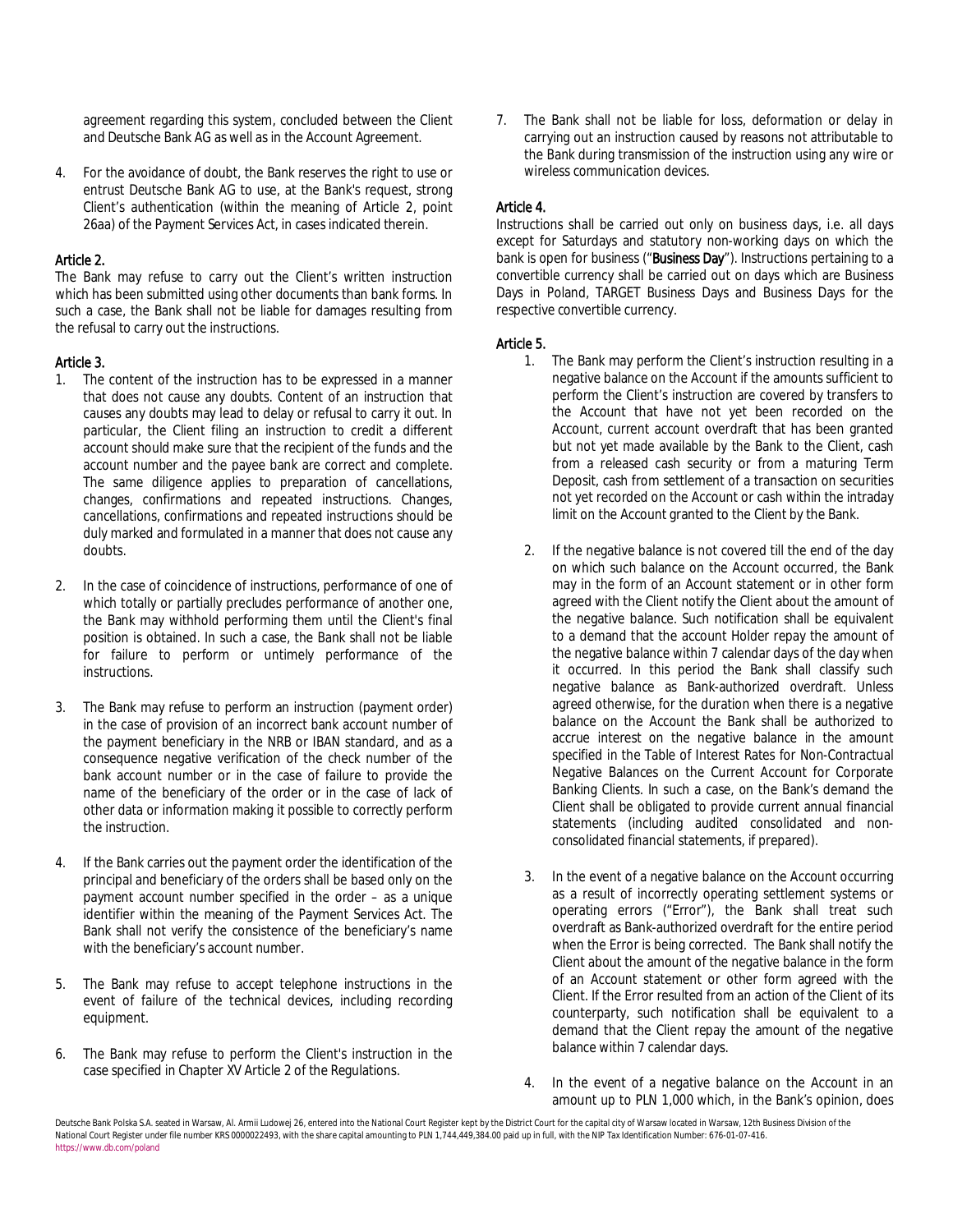agreement regarding this system, concluded between the Client and Deutsche Bank AG as well as in the Account Agreement.

4. For the avoidance of doubt, the Bank reserves the right to use or entrust Deutsche Bank AG to use, at the Bank's request, strong Client's authentication (within the meaning of Article 2, point 26aa) of the Payment Services Act, in cases indicated therein.

### Article 2.

The Bank may refuse to carry out the Client's written instruction which has been submitted using other documents than bank forms. In such a case, the Bank shall not be liable for damages resulting from the refusal to carry out the instructions.

### Article 3.

1. The content of the instruction has to be expressed in a manner that does not cause any doubts. Content of an instruction that causes any doubts may lead to delay or refusal to carry it out. In particular, the Client filing an instruction to credit a different account should make sure that the recipient of the funds and the account number and the payee bank are correct and complete. The same diligence applies to preparation of cancellations, changes, confirmations and repeated instructions. Changes, cancellations, confirmations and repeated instructions should be duly marked and formulated in a manner that does not cause any doubts.

2. In the case of coincidence of instructions, performance of one of which totally or partially precludes performance of another one, the Bank may withhold performing them until the Client's final position is obtained. In such a case, the Bank shall not be liable for failure to perform or untimely performance of the instructions.

3. The Bank may refuse to perform an instruction (payment order) in the case of provision of an incorrect bank account number of the payment beneficiary in the NRB or IBAN standard, and as a consequence negative verification of the check number of the bank account number or in the case of failure to provide the name of the beneficiary of the order or in the case of lack of other data or information making it possible to correctly perform the instruction.

4. If the Bank carries out the payment order the identification of the principal and beneficiary of the orders shall be based only on the payment account number specified in the order – as a unique identifier within the meaning of the Payment Services Act. The Bank shall not verify the consistence of the beneficiary's name with the beneficiary's account number.

5. The Bank may refuse to accept telephone instructions in the event of failure of the technical devices, including recording equipment.

6. The Bank may refuse to perform the Client's instruction in the case specified in Chapter XV Article 2 of the Regulations.

7. The Bank shall not be liable for loss, deformation or delay in carrying out an instruction caused by reasons not attributable to the Bank during transmission of the instruction using any wire or wireless communication devices.

### Article 4.

Instructions shall be carried out only on business days, i.e. all days except for Saturdays and statutory non-working days on which the bank is open for business ("**Business Day**"). Instructions pertaining to a convertible currency shall be carried out on days which are Business Days in Poland, TARGET Business Days and Business Days for the respective convertible currency.

### Article 5.

1. The Bank may perform the Client's instruction resulting in a negative balance on the Account if the amounts sufficient to perform the Client's instruction are covered by transfers to the Account that have not yet been recorded on the Account, current account overdraft that has been granted but not yet made available by the Bank to the Client, cash from a released cash security or from a maturing Term Deposit, cash from settlement of a transaction on securities not yet recorded on the Account or cash within the intraday limit on the Account granted to the Client by the Bank.

2. If the negative balance is not covered till the end of the day on which such balance on the Account occurred, the Bank may in the form of an Account statement or in other form agreed with the Client notify the Client about the amount of the negative balance. Such notification shall be equivalent to a demand that the account Holder repay the amount of the negative balance within 7 calendar days of the day when it occurred. In this period the Bank shall classify such negative balance as Bank-authorized overdraft. Unless agreed otherwise, for the duration when there is a negative balance on the Account the Bank shall be authorized to accrue interest on the negative balance in the amount specified in the Table of Interest Rates for Non-Contractual Negative Balances on the Current Account for Corporate Banking Clients. In such a case, on the Bank's demand the Client shall be obligated to provide current annual financial statements (including audited consolidated and non-consolidated financial statements, if prepared).

3. In the event of a negative balance on the Account occurring as a result of incorrectly operating settlement systems or operating errors ("Error"), the Bank shall treat such overdraft as Bank-authorized overdraft for the entire period when the Error is being corrected. The Bank shall notify the Client about the amount of the negative balance in the form of an Account statement or other form agreed with the Client. If the Error resulted from an action of the Client of its counterparty, such notification shall be equivalent to a demand that the Client repay the amount of the negative balance within 7 calendar days.

4. In the event of a negative balance on the Account in an amount up to PLN 1,000 which, in the Bank's opinion, does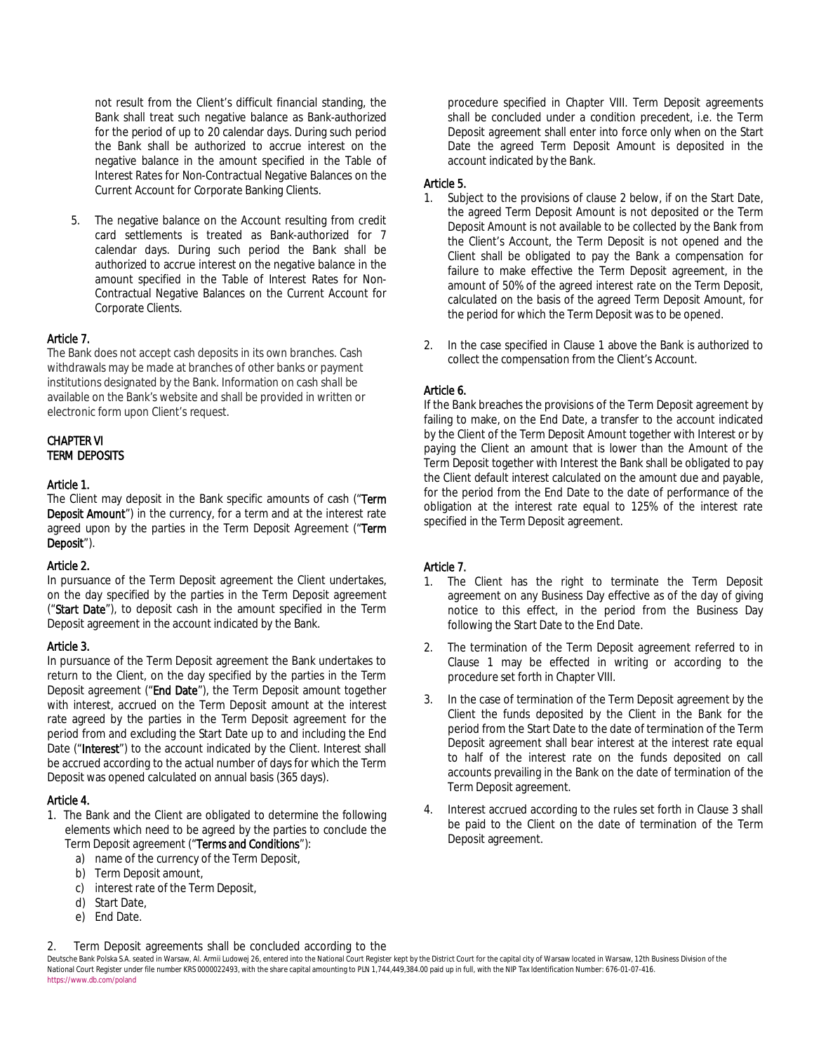not result from the Client's difficult financial standing, the Bank shall treat such negative balance as Bank-authorized for the period of up to 20 calendar days. During such period the Bank shall be authorized to accrue interest on the negative balance in the amount specified in the Table of Interest Rates for Non-Contractual Negative Balances on the Current Account for Corporate Banking Clients.

5. The negative balance on the Account resulting from credit card settlements is treated as Bank-authorized for 7 calendar days. During such period the Bank shall be authorized to accrue interest on the negative balance in the amount specified in the Table of Interest Rates for Non-Contractual Negative Balances on the Current Account for Corporate Clients.

### Article 7.

The Bank does not accept cash deposits in its own branches. Cash withdrawals may be made at branches of other banks or payment institutions designated by the Bank. Information on cash shall be available on the Bank's website and shall be provided in written or electronic form upon Client's request.

## CHAPTER VI
## TERM DEPOSITS

### Article 1.

The Client may deposit in the Bank specific amounts of cash ("**Term Deposit Amount**") in the currency, for a term and at the interest rate agreed upon by the parties in the Term Deposit Agreement ("**Term Deposit**").

### Article 2.

In pursuance of the Term Deposit agreement the Client undertakes, on the day specified by the parties in the Term Deposit agreement ("**Start Date**"), to deposit cash in the amount specified in the Term Deposit agreement in the account indicated by the Bank.

### Article 3.

In pursuance of the Term Deposit agreement the Bank undertakes to return to the Client, on the day specified by the parties in the Term Deposit agreement ("**End Date**"), the Term Deposit amount together with interest, accrued on the Term Deposit amount at the interest rate agreed by the parties in the Term Deposit agreement for the period from and excluding the Start Date up to and including the End Date ("**Interest**") to the account indicated by the Client. Interest shall be accrued according to the actual number of days for which the Term Deposit was opened calculated on annual basis (365 days).

### Article 4.

1. The Bank and the Client are obligated to determine the following elements which need to be agreed by the parties to conclude the Term Deposit agreement ("**Terms and Conditions**"):
   a) name of the currency of the Term Deposit,
   b) Term Deposit amount,
   c) interest rate of the Term Deposit,
   d) Start Date,
   e) End Date.

2. Term Deposit agreements shall be concluded according to the procedure specified in Chapter VIII. Term Deposit agreements shall be concluded under a condition precedent, i.e. the Term Deposit agreement shall enter into force only when on the Start Date the agreed Term Deposit Amount is deposited in the account indicated by the Bank.

### Article 5.

1. Subject to the provisions of clause 2 below, if on the Start Date, the agreed Term Deposit Amount is not deposited or the Term Deposit Amount is not available to be collected by the Bank from the Client's Account, the Term Deposit is not opened and the Client shall be obligated to pay the Bank a compensation for failure to make effective the Term Deposit agreement, in the amount of 50% of the agreed interest rate on the Term Deposit, calculated on the basis of the agreed Term Deposit Amount, for the period for which the Term Deposit was to be opened.

2. In the case specified in Clause 1 above the Bank is authorized to collect the compensation from the Client's Account.

### Article 6.

If the Bank breaches the provisions of the Term Deposit agreement by failing to make, on the End Date, a transfer to the account indicated by the Client of the Term Deposit Amount together with Interest or by paying the Client an amount that is lower than the Amount of the Term Deposit together with Interest the Bank shall be obligated to pay the Client default interest calculated on the amount due and payable, for the period from the End Date to the date of performance of the obligation at the interest rate equal to 125% of the interest rate specified in the Term Deposit agreement.

### Article 7.

1. The Client has the right to terminate the Term Deposit agreement on any Business Day effective as of the day of giving notice to this effect, in the period from the Business Day following the Start Date to the End Date.

2. The termination of the Term Deposit agreement referred to in Clause 1 may be effected in writing or according to the procedure set forth in Chapter VIII.

3. In the case of termination of the Term Deposit agreement by the Client the funds deposited by the Client in the Bank for the period from the Start Date to the date of termination of the Term Deposit agreement shall bear interest at the interest rate equal to half of the interest rate on the funds deposited on call accounts prevailing in the Bank on the date of termination of the Term Deposit agreement.

4. Interest accrued according to the rules set forth in Clause 3 shall be paid to the Client on the date of termination of the Term Deposit agreement.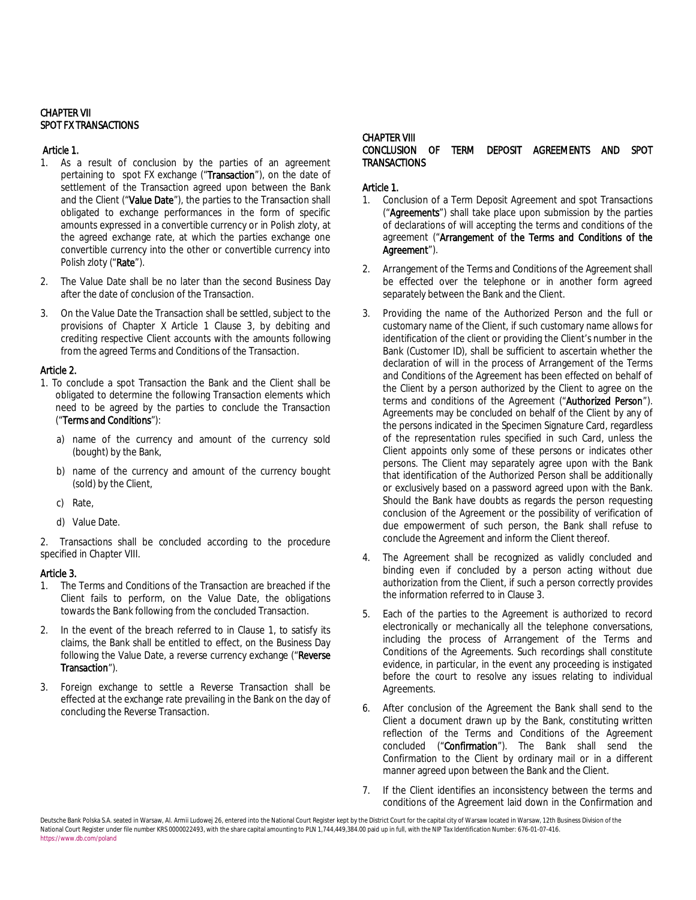## CHAPTER VII
## SPOT FX TRANSACTIONS

### Article 1.

1. As a result of conclusion by the parties of an agreement pertaining to spot FX exchange ("**Transaction**"), on the date of settlement of the Transaction agreed upon between the Bank and the Client ("**Value Date**"), the parties to the Transaction shall obligated to exchange performances in the form of specific amounts expressed in a convertible currency or in Polish zloty, at the agreed exchange rate, at which the parties exchange one convertible currency into the other or convertible currency into Polish zloty ("**Rate**").
2. The Value Date shall be no later than the second Business Day after the date of conclusion of the Transaction.
3. On the Value Date the Transaction shall be settled, subject to the provisions of Chapter X Article 1 Clause 3, by debiting and crediting respective Client accounts with the amounts following from the agreed Terms and Conditions of the Transaction.

### Article 2.

1. To conclude a spot Transaction the Bank and the Client shall be obligated to determine the following Transaction elements which need to be agreed by the parties to conclude the Transaction ("**Terms and Conditions**"):
   a) name of the currency and amount of the currency sold (bought) by the Bank,
   b) name of the currency and amount of the currency bought (sold) by the Client,
   c) Rate,
   d) Value Date.
2. Transactions shall be concluded according to the procedure specified in Chapter VIII.

### Article 3.

1. The Terms and Conditions of the Transaction are breached if the Client fails to perform, on the Value Date, the obligations towards the Bank following from the concluded Transaction.
2. In the event of the breach referred to in Clause 1, to satisfy its claims, the Bank shall be entitled to effect, on the Business Day following the Value Date, a reverse currency exchange ("**Reverse Transaction**").
3. Foreign exchange to settle a Reverse Transaction shall be effected at the exchange rate prevailing in the Bank on the day of concluding the Reverse Transaction.

## CHAPTER VIII
## CONCLUSION OF TERM DEPOSIT AGREEMENTS AND SPOT TRANSACTIONS

### Article 1.

1. Conclusion of a Term Deposit Agreement and spot Transactions ("**Agreements**") shall take place upon submission by the parties of declarations of will accepting the terms and conditions of the agreement ("**Arrangement of the Terms and Conditions of the Agreement**").
2. Arrangement of the Terms and Conditions of the Agreement shall be effected over the telephone or in another form agreed separately between the Bank and the Client.
3. Providing the name of the Authorized Person and the full or customary name of the Client, if such customary name allows for identification of the client or providing the Client's number in the Bank (Customer ID), shall be sufficient to ascertain whether the declaration of will in the process of Arrangement of the Terms and Conditions of the Agreement has been effected on behalf of the Client by a person authorized by the Client to agree on the terms and conditions of the Agreement ("**Authorized Person**"). Agreements may be concluded on behalf of the Client by any of the persons indicated in the Specimen Signature Card, regardless of the representation rules specified in such Card, unless the Client appoints only some of these persons or indicates other persons. The Client may separately agree upon with the Bank that identification of the Authorized Person shall be additionally or exclusively based on a password agreed upon with the Bank. Should the Bank have doubts as regards the person requesting conclusion of the Agreement or the possibility of verification of due empowerment of such person, the Bank shall refuse to conclude the Agreement and inform the Client thereof.
4. The Agreement shall be recognized as validly concluded and binding even if concluded by a person acting without due authorization from the Client, if such a person correctly provides the information referred to in Clause 3.
5. Each of the parties to the Agreement is authorized to record electronically or mechanically all the telephone conversations, including the process of Arrangement of the Terms and Conditions of the Agreements. Such recordings shall constitute evidence, in particular, in the event any proceeding is instigated before the court to resolve any issues relating to individual Agreements.
6. After conclusion of the Agreement the Bank shall send to the Client a document drawn up by the Bank, constituting written reflection of the Terms and Conditions of the Agreement concluded ("**Confirmation**"). The Bank shall send the Confirmation to the Client by ordinary mail or in a different manner agreed upon between the Bank and the Client.
7. If the Client identifies an inconsistency between the terms and conditions of the Agreement laid down in the Confirmation and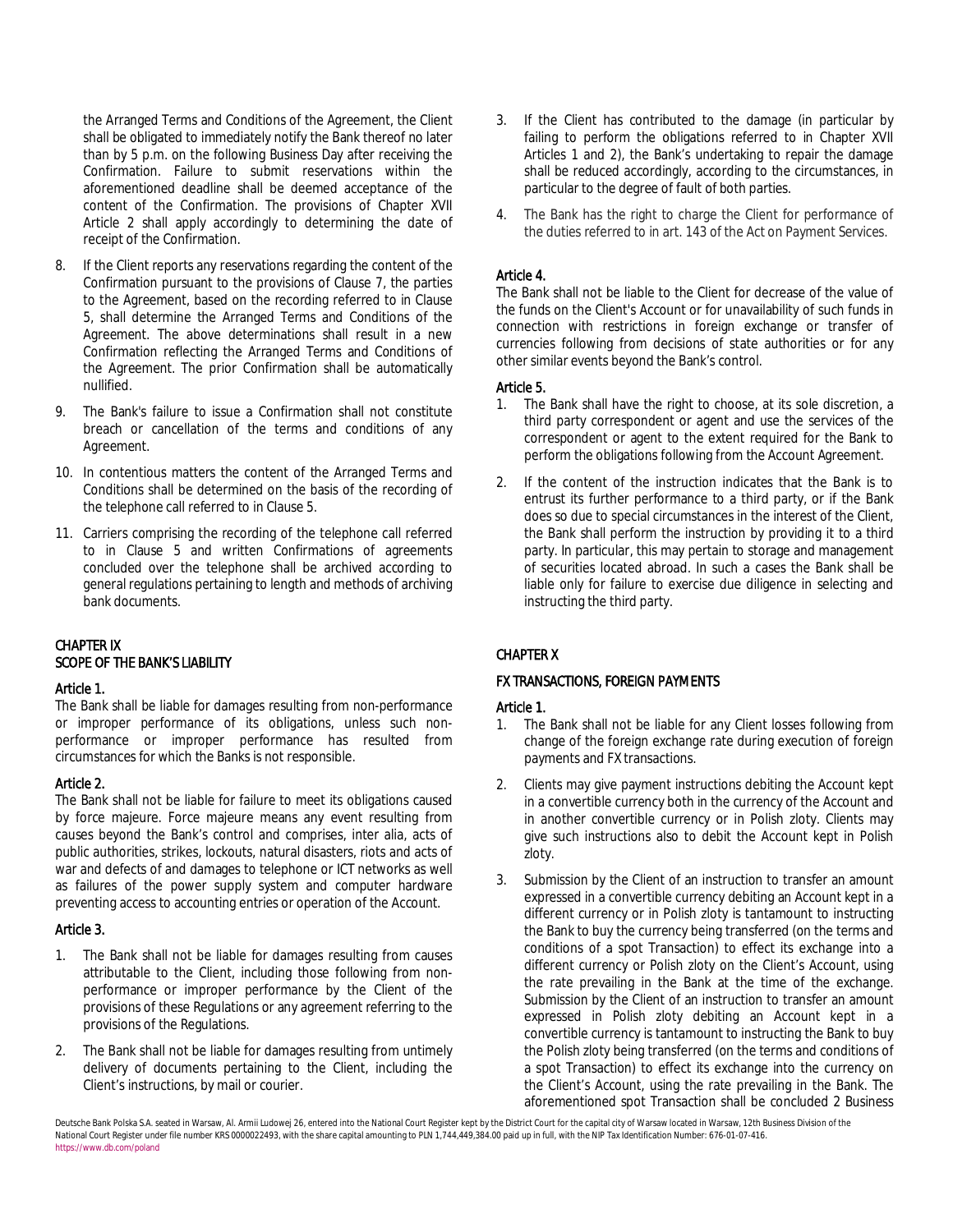the Arranged Terms and Conditions of the Agreement, the Client shall be obligated to immediately notify the Bank thereof no later than by 5 p.m. on the following Business Day after receiving the Confirmation. Failure to submit reservations within the aforementioned deadline shall be deemed acceptance of the content of the Confirmation. The provisions of Chapter XVII Article 2 shall apply accordingly to determining the date of receipt of the Confirmation.

8. If the Client reports any reservations regarding the content of the Confirmation pursuant to the provisions of Clause 7, the parties to the Agreement, based on the recording referred to in Clause 5, shall determine the Arranged Terms and Conditions of the Agreement. The above determinations shall result in a new Confirmation reflecting the Arranged Terms and Conditions of the Agreement. The prior Confirmation shall be automatically nullified.

9. The Bank's failure to issue a Confirmation shall not constitute breach or cancellation of the terms and conditions of any Agreement.

10. In contentious matters the content of the Arranged Terms and Conditions shall be determined on the basis of the recording of the telephone call referred to in Clause 5.

11. Carriers comprising the recording of the telephone call referred to in Clause 5 and written Confirmations of agreements concluded over the telephone shall be archived according to general regulations pertaining to length and methods of archiving bank documents.

## CHAPTER IX
## SCOPE OF THE BANK'S LIABILITY

### Article 1.

The Bank shall be liable for damages resulting from non-performance or improper performance of its obligations, unless such non-performance or improper performance has resulted from circumstances for which the Banks is not responsible.

### Article 2.

The Bank shall not be liable for failure to meet its obligations caused by force majeure. Force majeure means any event resulting from causes beyond the Bank's control and comprises, inter alia, acts of public authorities, strikes, lockouts, natural disasters, riots and acts of war and defects of and damages to telephone or ICT networks as well as failures of the power supply system and computer hardware preventing access to accounting entries or operation of the Account.

### Article 3.

1. The Bank shall not be liable for damages resulting from causes attributable to the Client, including those following from non-performance or improper performance by the Client of the provisions of these Regulations or any agreement referring to the provisions of the Regulations.

2. The Bank shall not be liable for damages resulting from untimely delivery of documents pertaining to the Client, including the Client's instructions, by mail or courier.

3. If the Client has contributed to the damage (in particular by failing to perform the obligations referred to in Chapter XVII Articles 1 and 2), the Bank's undertaking to repair the damage shall be reduced accordingly, according to the circumstances, in particular to the degree of fault of both parties.

4. The Bank has the right to charge the Client for performance of the duties referred to in art. 143 of the Act on Payment Services.

### Article 4.

The Bank shall not be liable to the Client for decrease of the value of the funds on the Client's Account or for unavailability of such funds in connection with restrictions in foreign exchange or transfer of currencies following from decisions of state authorities or for any other similar events beyond the Bank's control.

### Article 5.

1. The Bank shall have the right to choose, at its sole discretion, a third party correspondent or agent and use the services of the correspondent or agent to the extent required for the Bank to perform the obligations following from the Account Agreement.

2. If the content of the instruction indicates that the Bank is to entrust its further performance to a third party, or if the Bank does so due to special circumstances in the interest of the Client, the Bank shall perform the instruction by providing it to a third party. In particular, this may pertain to storage and management of securities located abroad. In such a cases the Bank shall be liable only for failure to exercise due diligence in selecting and instructing the third party.

## CHAPTER X

## FX TRANSACTIONS, FOREIGN PAYMENTS

### Article 1.

1. The Bank shall not be liable for any Client losses following from change of the foreign exchange rate during execution of foreign payments and FX transactions.

2. Clients may give payment instructions debiting the Account kept in a convertible currency both in the currency of the Account and in another convertible currency or in Polish zloty. Clients may give such instructions also to debit the Account kept in Polish zloty.

3. Submission by the Client of an instruction to transfer an amount expressed in a convertible currency debiting an Account kept in a different currency or in Polish zloty is tantamount to instructing the Bank to buy the currency being transferred (on the terms and conditions of a spot Transaction) to effect its exchange into a different currency or Polish zloty on the Client's Account, using the rate prevailing in the Bank at the time of the exchange. Submission by the Client of an instruction to transfer an amount expressed in Polish zloty debiting an Account kept in a convertible currency is tantamount to instructing the Bank to buy the Polish zloty being transferred (on the terms and conditions of a spot Transaction) to effect its exchange into the currency on the Client's Account, using the rate prevailing in the Bank. The aforementioned spot Transaction shall be concluded 2 Business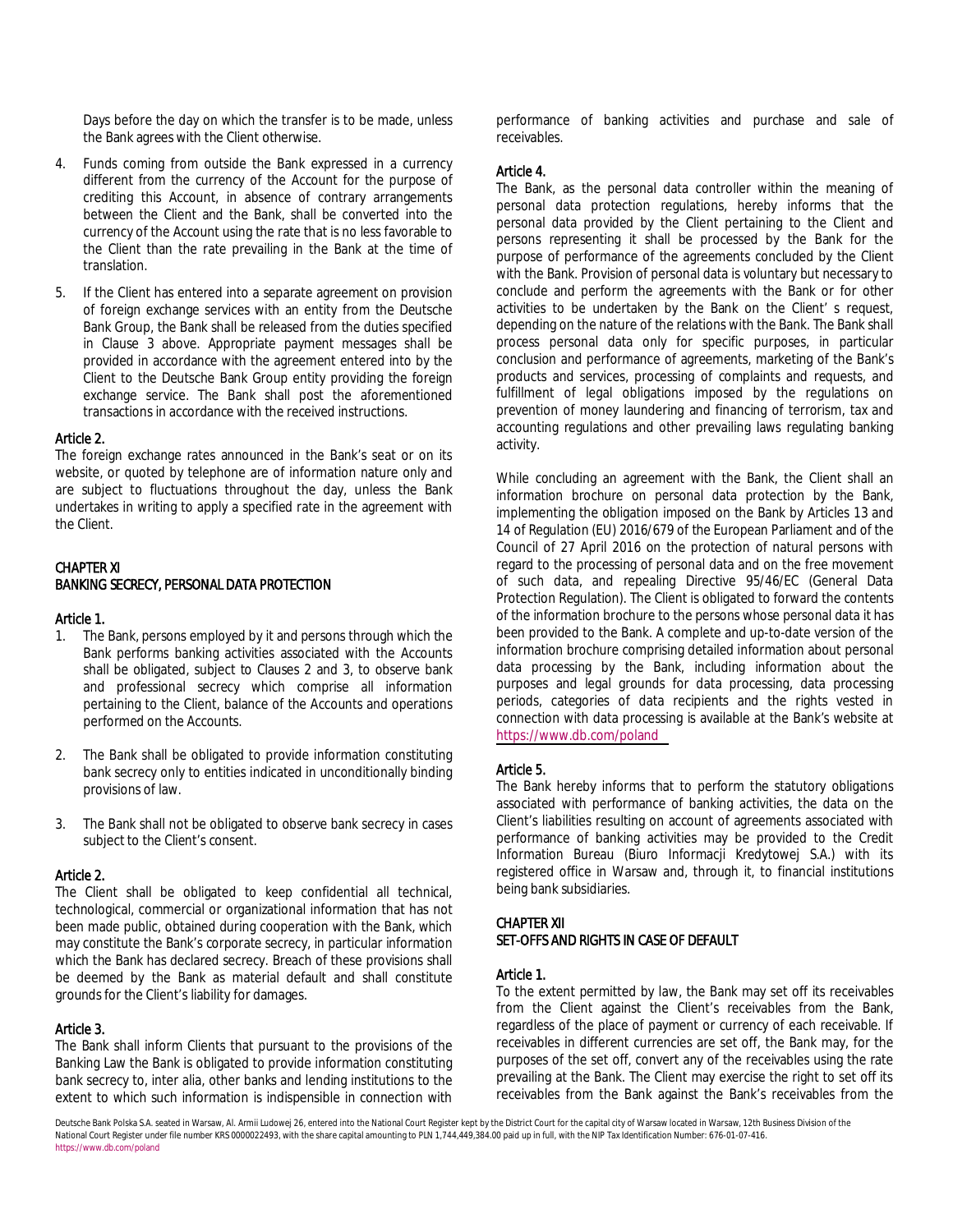Days before the day on which the transfer is to be made, unless the Bank agrees with the Client otherwise.

4. Funds coming from outside the Bank expressed in a currency different from the currency of the Account for the purpose of crediting this Account, in absence of contrary arrangements between the Client and the Bank, shall be converted into the currency of the Account using the rate that is no less favorable to the Client than the rate prevailing in the Bank at the time of translation.

5. If the Client has entered into a separate agreement on provision of foreign exchange services with an entity from the Deutsche Bank Group, the Bank shall be released from the duties specified in Clause 3 above. Appropriate payment messages shall be provided in accordance with the agreement entered into by the Client to the Deutsche Bank Group entity providing the foreign exchange service. The Bank shall post the aforementioned transactions in accordance with the received instructions.

#### Article 2.

The foreign exchange rates announced in the Bank's seat or on its website, or quoted by telephone are of information nature only and are subject to fluctuations throughout the day, unless the Bank undertakes in writing to apply a specified rate in the agreement with the Client.

## CHAPTER XI
## BANKING SECRECY, PERSONAL DATA PROTECTION

#### Article 1.

1. The Bank, persons employed by it and persons through which the Bank performs banking activities associated with the Accounts shall be obligated, subject to Clauses 2 and 3, to observe bank and professional secrecy which comprise all information pertaining to the Client, balance of the Accounts and operations performed on the Accounts.

2. The Bank shall be obligated to provide information constituting bank secrecy only to entities indicated in unconditionally binding provisions of law.

3. The Bank shall not be obligated to observe bank secrecy in cases subject to the Client's consent.

#### Article 2.

The Client shall be obligated to keep confidential all technical, technological, commercial or organizational information that has not been made public, obtained during cooperation with the Bank, which may constitute the Bank's corporate secrecy, in particular information which the Bank has declared secrecy. Breach of these provisions shall be deemed by the Bank as material default and shall constitute grounds for the Client's liability for damages.

#### Article 3.

The Bank shall inform Clients that pursuant to the provisions of the Banking Law the Bank is obligated to provide information constituting bank secrecy to, inter alia, other banks and lending institutions to the extent to which such information is indispensible in connection with performance of banking activities and purchase and sale of receivables.

#### Article 4.

The Bank, as the personal data controller within the meaning of personal data protection regulations, hereby informs that the personal data provided by the Client pertaining to the Client and persons representing it shall be processed by the Bank for the purpose of performance of the agreements concluded by the Client with the Bank. Provision of personal data is voluntary but necessary to conclude and perform the agreements with the Bank or for other activities to be undertaken by the Bank on the Client' s request, depending on the nature of the relations with the Bank. The Bank shall process personal data only for specific purposes, in particular conclusion and performance of agreements, marketing of the Bank's products and services, processing of complaints and requests, and fulfillment of legal obligations imposed by the regulations on prevention of money laundering and financing of terrorism, tax and accounting regulations and other prevailing laws regulating banking activity.

While concluding an agreement with the Bank, the Client shall an information brochure on personal data protection by the Bank, implementing the obligation imposed on the Bank by Articles 13 and 14 of Regulation (EU) 2016/679 of the European Parliament and of the Council of 27 April 2016 on the protection of natural persons with regard to the processing of personal data and on the free movement of such data, and repealing Directive 95/46/EC (General Data Protection Regulation). The Client is obligated to forward the contents of the information brochure to the persons whose personal data it has been provided to the Bank. A complete and up-to-date version of the information brochure comprising detailed information about personal data processing by the Bank, including information about the purposes and legal grounds for data processing, data processing periods, categories of data recipients and the rights vested in connection with data processing is available at the Bank's website at https://www.db.com/poland

#### Article 5.

The Bank hereby informs that to perform the statutory obligations associated with performance of banking activities, the data on the Client's liabilities resulting on account of agreements associated with performance of banking activities may be provided to the Credit Information Bureau (Biuro Informacji Kredytowej S.A.) with its registered office in Warsaw and, through it, to financial institutions being bank subsidiaries.

## CHAPTER XII
## SET-OFFS AND RIGHTS IN CASE OF DEFAULT

#### Article 1.

To the extent permitted by law, the Bank may set off its receivables from the Client against the Client's receivables from the Bank, regardless of the place of payment or currency of each receivable. If receivables in different currencies are set off, the Bank may, for the purposes of the set off, convert any of the receivables using the rate prevailing at the Bank. The Client may exercise the right to set off its receivables from the Bank against the Bank's receivables from the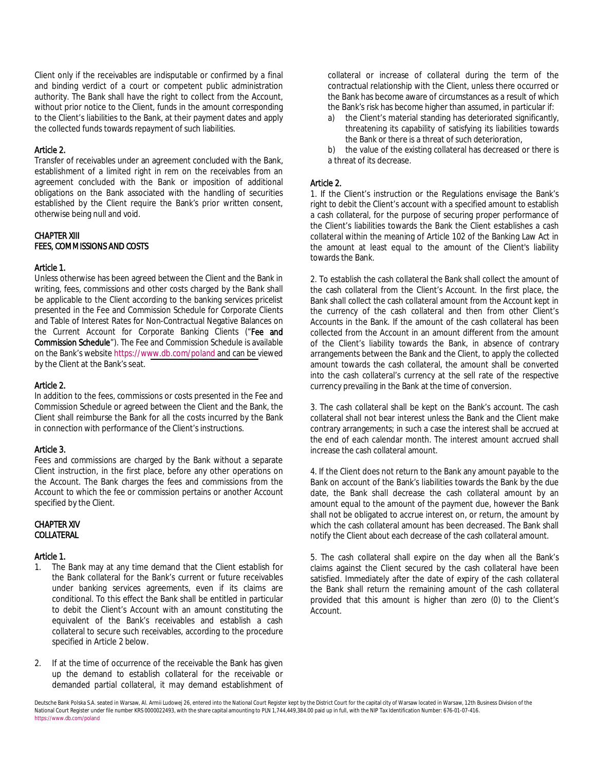Client only if the receivables are indisputable or confirmed by a final and binding verdict of a court or competent public administration authority. The Bank shall have the right to collect from the Account, without prior notice to the Client, funds in the amount corresponding to the Client's liabilities to the Bank, at their payment dates and apply the collected funds towards repayment of such liabilities.

### Article 2.

Transfer of receivables under an agreement concluded with the Bank, establishment of a limited right in rem on the receivables from an agreement concluded with the Bank or imposition of additional obligations on the Bank associated with the handling of securities established by the Client require the Bank's prior written consent, otherwise being null and void.

## CHAPTER XIII
## FEES, COMMISSIONS AND COSTS

### Article 1.

Unless otherwise has been agreed between the Client and the Bank in writing, fees, commissions and other costs charged by the Bank shall be applicable to the Client according to the banking services pricelist presented in the Fee and Commission Schedule for Corporate Clients and Table of Interest Rates for Non-Contractual Negative Balances on the Current Account for Corporate Banking Clients ("**Fee and Commission Schedule**"). The Fee and Commission Schedule is available on the Bank's website https://www.db.com/poland and can be viewed by the Client at the Bank's seat.

### Article 2.

In addition to the fees, commissions or costs presented in the Fee and Commission Schedule or agreed between the Client and the Bank, the Client shall reimburse the Bank for all the costs incurred by the Bank in connection with performance of the Client's instructions.

### Article 3.

Fees and commissions are charged by the Bank without a separate Client instruction, in the first place, before any other operations on the Account. The Bank charges the fees and commissions from the Account to which the fee or commission pertains or another Account specified by the Client.

## CHAPTER XIV
## COLLATERAL

### Article 1.

1. The Bank may at any time demand that the Client establish for the Bank collateral for the Bank's current or future receivables under banking services agreements, even if its claims are conditional. To this effect the Bank shall be entitled in particular to debit the Client's Account with an amount constituting the equivalent of the Bank's receivables and establish a cash collateral to secure such receivables, according to the procedure specified in Article 2 below.
2. If at the time of occurrence of the receivable the Bank has given up the demand to establish collateral for the receivable or demanded partial collateral, it may demand establishment of collateral or increase of collateral during the term of the contractual relationship with the Client, unless there occurred or the Bank has become aware of circumstances as a result of which the Bank's risk has become higher than assumed, in particular if:
   a) the Client's material standing has deteriorated significantly, threatening its capability of satisfying its liabilities towards the Bank or there is a threat of such deterioration,
   b) the value of the existing collateral has decreased or there is a threat of its decrease.

### Article 2.

1. If the Client's instruction or the Regulations envisage the Bank's right to debit the Client's account with a specified amount to establish a cash collateral, for the purpose of securing proper performance of the Client's liabilities towards the Bank the Client establishes a cash collateral within the meaning of Article 102 of the Banking Law Act in the amount at least equal to the amount of the Client's liability towards the Bank.

2. To establish the cash collateral the Bank shall collect the amount of the cash collateral from the Client's Account. In the first place, the Bank shall collect the cash collateral amount from the Account kept in the currency of the cash collateral and then from other Client's Accounts in the Bank. If the amount of the cash collateral has been collected from the Account in an amount different from the amount of the Client's liability towards the Bank, in absence of contrary arrangements between the Bank and the Client, to apply the collected amount towards the cash collateral, the amount shall be converted into the cash collateral's currency at the sell rate of the respective currency prevailing in the Bank at the time of conversion.

3. The cash collateral shall be kept on the Bank's account. The cash collateral shall not bear interest unless the Bank and the Client make contrary arrangements; in such a case the interest shall be accrued at the end of each calendar month. The interest amount accrued shall increase the cash collateral amount.

4. If the Client does not return to the Bank any amount payable to the Bank on account of the Bank's liabilities towards the Bank by the due date, the Bank shall decrease the cash collateral amount by an amount equal to the amount of the payment due, however the Bank shall not be obligated to accrue interest on, or return, the amount by which the cash collateral amount has been decreased. The Bank shall notify the Client about each decrease of the cash collateral amount.

5. The cash collateral shall expire on the day when all the Bank's claims against the Client secured by the cash collateral have been satisfied. Immediately after the date of expiry of the cash collateral the Bank shall return the remaining amount of the cash collateral provided that this amount is higher than zero (0) to the Client's Account.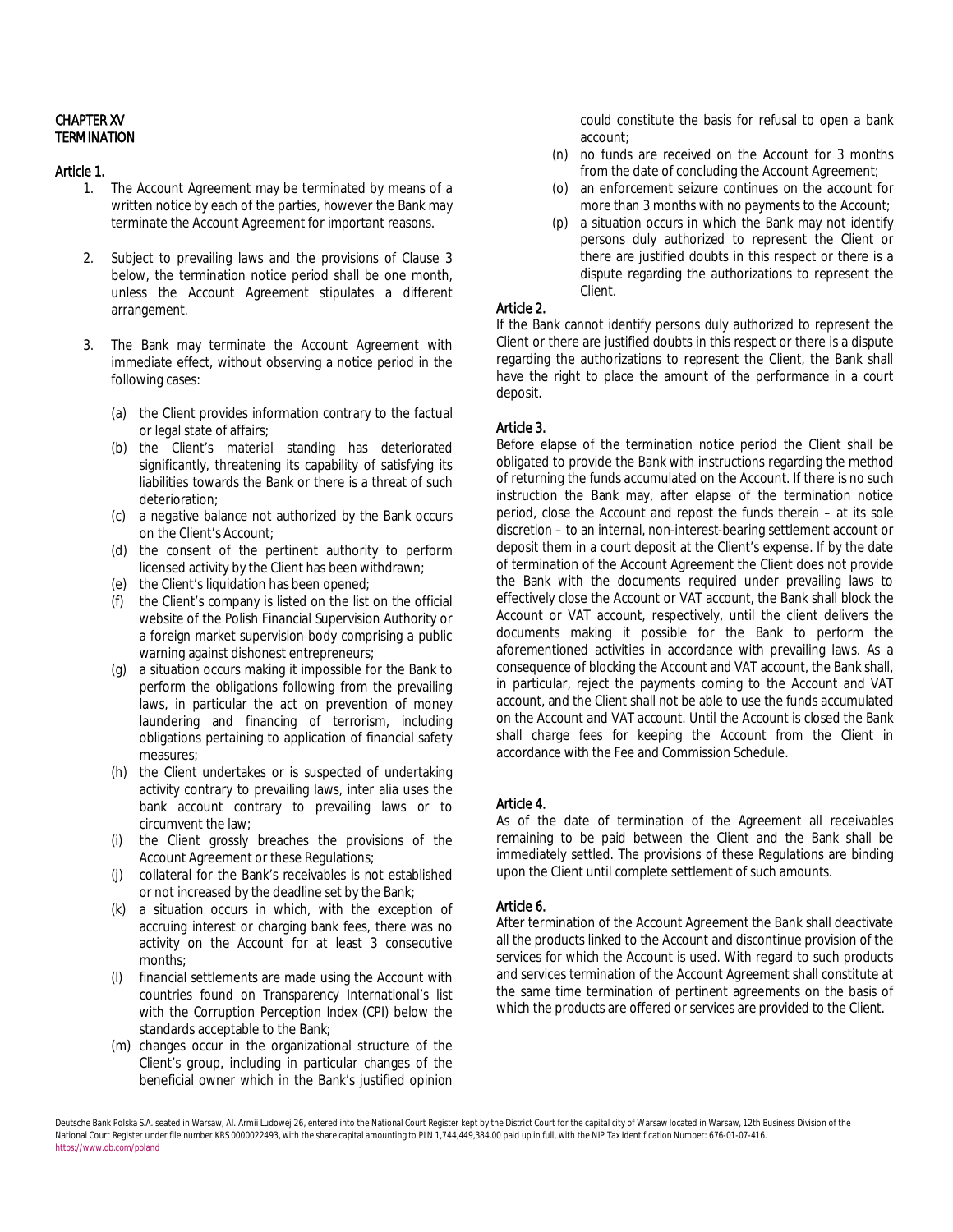# CHAPTER XV
# TERMINATION

## Article 1.

1. The Account Agreement may be terminated by means of a written notice by each of the parties, however the Bank may terminate the Account Agreement for important reasons.

2. Subject to prevailing laws and the provisions of Clause 3 below, the termination notice period shall be one month, unless the Account Agreement stipulates a different arrangement.

3. The Bank may terminate the Account Agreement with immediate effect, without observing a notice period in the following cases:

   (a) the Client provides information contrary to the factual or legal state of affairs;
   (b) the Client's material standing has deteriorated significantly, threatening its capability of satisfying its liabilities towards the Bank or there is a threat of such deterioration;
   (c) a negative balance not authorized by the Bank occurs on the Client's Account;
   (d) the consent of the pertinent authority to perform licensed activity by the Client has been withdrawn;
   (e) the Client's liquidation has been opened;
   (f) the Client's company is listed on the list on the official website of the Polish Financial Supervision Authority or a foreign market supervision body comprising a public warning against dishonest entrepreneurs;
   (g) a situation occurs making it impossible for the Bank to perform the obligations following from the prevailing laws, in particular the act on prevention of money laundering and financing of terrorism, including obligations pertaining to application of financial safety measures;
   (h) the Client undertakes or is suspected of undertaking activity contrary to prevailing laws, inter alia uses the bank account contrary to prevailing laws or to circumvent the law;
   (i) the Client grossly breaches the provisions of the Account Agreement or these Regulations;
   (j) collateral for the Bank's receivables is not established or not increased by the deadline set by the Bank;
   (k) a situation occurs in which, with the exception of accruing interest or charging bank fees, there was no activity on the Account for at least 3 consecutive months;
   (l) financial settlements are made using the Account with countries found on Transparency International's list with the Corruption Perception Index (CPI) below the standards acceptable to the Bank;
   (m) changes occur in the organizational structure of the Client's group, including in particular changes of the beneficial owner which in the Bank's justified opinion could constitute the basis for refusal to open a bank account;
   (n) no funds are received on the Account for 3 months from the date of concluding the Account Agreement;
   (o) an enforcement seizure continues on the account for more than 3 months with no payments to the Account;
   (p) a situation occurs in which the Bank may not identify persons duly authorized to represent the Client or there are justified doubts in this respect or there is a dispute regarding the authorizations to represent the Client.

## Article 2.

If the Bank cannot identify persons duly authorized to represent the Client or there are justified doubts in this respect or there is a dispute regarding the authorizations to represent the Client, the Bank shall have the right to place the amount of the performance in a court deposit.

## Article 3.

Before elapse of the termination notice period the Client shall be obligated to provide the Bank with instructions regarding the method of returning the funds accumulated on the Account. If there is no such instruction the Bank may, after elapse of the termination notice period, close the Account and repost the funds therein – at its sole discretion – to an internal, non-interest-bearing settlement account or deposit them in a court deposit at the Client's expense. If by the date of termination of the Account Agreement the Client does not provide the Bank with the documents required under prevailing laws to effectively close the Account or VAT account, the Bank shall block the Account or VAT account, respectively, until the client delivers the documents making it possible for the Bank to perform the aforementioned activities in accordance with prevailing laws. As a consequence of blocking the Account and VAT account, the Bank shall, in particular, reject the payments coming to the Account and VAT account, and the Client shall not be able to use the funds accumulated on the Account and VAT account. Until the Account is closed the Bank shall charge fees for keeping the Account from the Client in accordance with the Fee and Commission Schedule.

## Article 4.

As of the date of termination of the Agreement all receivables remaining to be paid between the Client and the Bank shall be immediately settled. The provisions of these Regulations are binding upon the Client until complete settlement of such amounts.

## Article 6.

After termination of the Account Agreement the Bank shall deactivate all the products linked to the Account and discontinue provision of the services for which the Account is used. With regard to such products and services termination of the Account Agreement shall constitute at the same time termination of pertinent agreements on the basis of which the products are offered or services are provided to the Client.

Deutsche Bank Polska S.A. seated in Warsaw, Al. Armii Ludowej 26, entered into the National Court Register kept by the District Court for the capital city of Warsaw located in Warsaw, 12th Business Division of the National Court Register under file number KRS 0000022493, with the share capital amounting to PLN 1,744,449,384.00 paid up in full, with the NIP Tax Identification Number: 676-01-07-416.
https://www.db.com/poland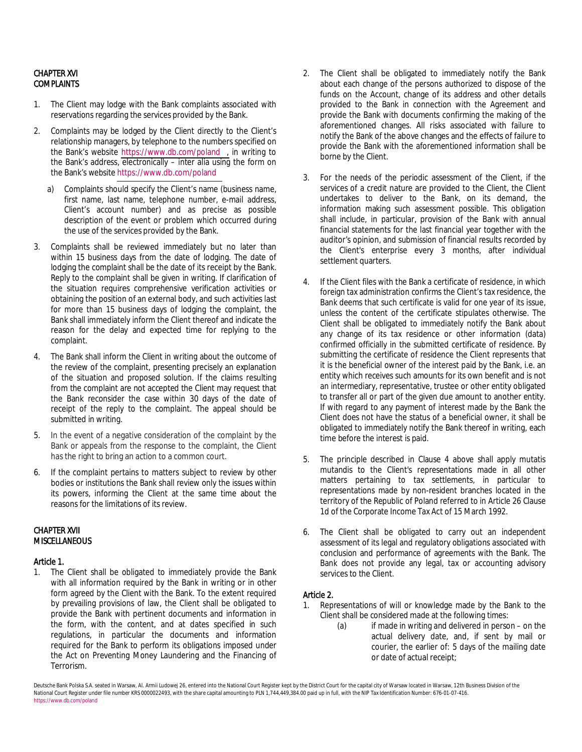## CHAPTER XVI
## COMPLAINTS

1. The Client may lodge with the Bank complaints associated with reservations regarding the services provided by the Bank.
2. Complaints may be lodged by the Client directly to the Client's relationship managers, by telephone to the numbers specified on the Bank's website https://www.db.com/poland , in writing to the Bank's address, electronically – inter alia using the form on the Bank's website https://www.db.com/poland
   a) Complaints should specify the Client's name (business name, first name, last name, telephone number, e-mail address, Client's account number) and as precise as possible description of the event or problem which occurred during the use of the services provided by the Bank.
3. Complaints shall be reviewed immediately but no later than within 15 business days from the date of lodging. The date of lodging the complaint shall be the date of its receipt by the Bank. Reply to the complaint shall be given in writing. If clarification of the situation requires comprehensive verification activities or obtaining the position of an external body, and such activities last for more than 15 business days of lodging the complaint, the Bank shall immediately inform the Client thereof and indicate the reason for the delay and expected time for replying to the complaint.
4. The Bank shall inform the Client in writing about the outcome of the review of the complaint, presenting precisely an explanation of the situation and proposed solution. If the claims resulting from the complaint are not accepted the Client may request that the Bank reconsider the case within 30 days of the date of receipt of the reply to the complaint. The appeal should be submitted in writing.
5. In the event of a negative consideration of the complaint by the Bank or appeals from the response to the complaint, the Client has the right to bring an action to a common court.
6. If the complaint pertains to matters subject to review by other bodies or institutions the Bank shall review only the issues within its powers, informing the Client at the same time about the reasons for the limitations of its review.

## CHAPTER XVII
## MISCELLANEOUS

### Article 1.

1. The Client shall be obligated to immediately provide the Bank with all information required by the Bank in writing or in other form agreed by the Client with the Bank. To the extent required by prevailing provisions of law, the Client shall be obligated to provide the Bank with pertinent documents and information in the form, with the content, and at dates specified in such regulations, in particular the documents and information required for the Bank to perform its obligations imposed under the Act on Preventing Money Laundering and the Financing of Terrorism.
2. The Client shall be obligated to immediately notify the Bank about each change of the persons authorized to dispose of the funds on the Account, change of its address and other details provided to the Bank in connection with the Agreement and provide the Bank with documents confirming the making of the aforementioned changes. All risks associated with failure to notify the Bank of the above changes and the effects of failure to provide the Bank with the aforementioned information shall be borne by the Client.
3. For the needs of the periodic assessment of the Client, if the services of a credit nature are provided to the Client, the Client undertakes to deliver to the Bank, on its demand, the information making such assessment possible. This obligation shall include, in particular, provision of the Bank with annual financial statements for the last financial year together with the auditor's opinion, and submission of financial results recorded by the Client's enterprise every 3 months, after individual settlement quarters.
4. If the Client files with the Bank a certificate of residence, in which foreign tax administration confirms the Client's tax residence, the Bank deems that such certificate is valid for one year of its issue, unless the content of the certificate stipulates otherwise. The Client shall be obligated to immediately notify the Bank about any change of its tax residence or other information (data) confirmed officially in the submitted certificate of residence. By submitting the certificate of residence the Client represents that it is the beneficial owner of the interest paid by the Bank, i.e. an entity which receives such amounts for its own benefit and is not an intermediary, representative, trustee or other entity obligated to transfer all or part of the given due amount to another entity. If with regard to any payment of interest made by the Bank the Client does not have the status of a beneficial owner, it shall be obligated to immediately notify the Bank thereof in writing, each time before the interest is paid.
5. The principle described in Clause 4 above shall apply mutatis mutandis to the Client's representations made in all other matters pertaining to tax settlements, in particular to representations made by non-resident branches located in the territory of the Republic of Poland referred to in Article 26 Clause 1d of the Corporate Income Tax Act of 15 March 1992.
6. The Client shall be obligated to carry out an independent assessment of its legal and regulatory obligations associated with conclusion and performance of agreements with the Bank. The Bank does not provide any legal, tax or accounting advisory services to the Client.

### Article 2.

1. Representations of will or knowledge made by the Bank to the Client shall be considered made at the following times:
   (a) if made in writing and delivered in person – on the actual delivery date, and, if sent by mail or courier, the earlier of: 5 days of the mailing date or date of actual receipt;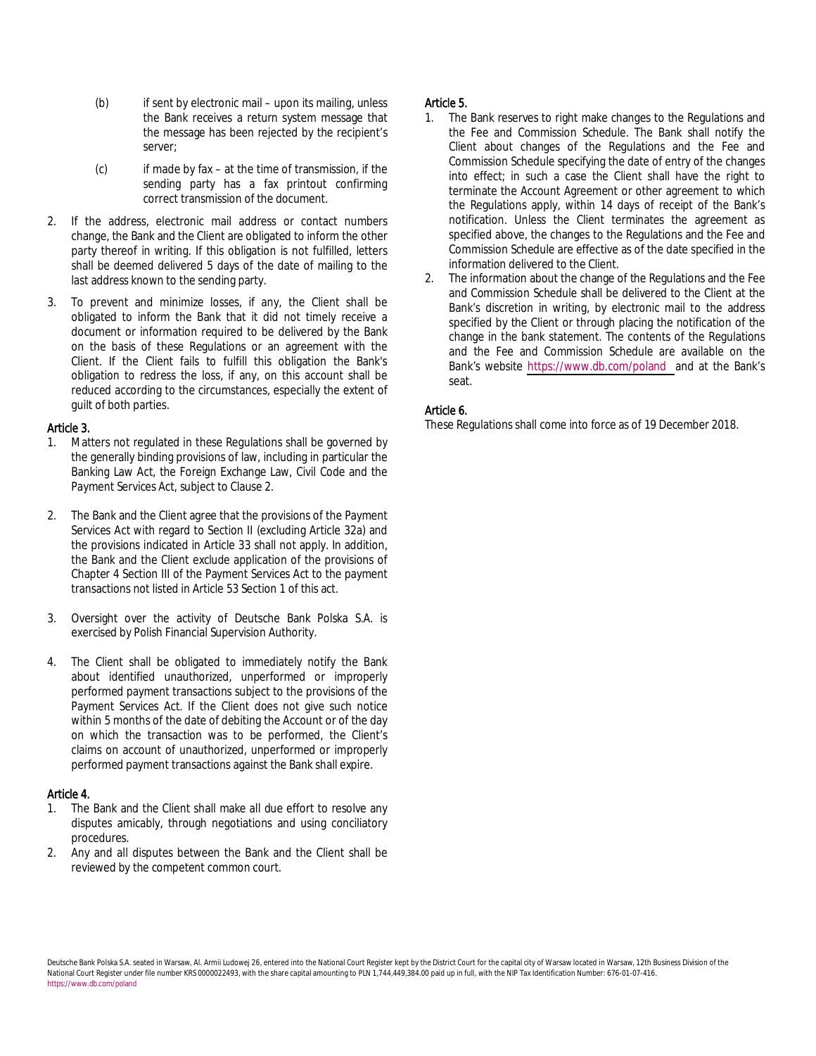(b) if sent by electronic mail – upon its mailing, unless the Bank receives a return system message that the message has been rejected by the recipient's server;

(c) if made by fax – at the time of transmission, if the sending party has a fax printout confirming correct transmission of the document.

2. If the address, electronic mail address or contact numbers change, the Bank and the Client are obligated to inform the other party thereof in writing. If this obligation is not fulfilled, letters shall be deemed delivered 5 days of the date of mailing to the last address known to the sending party.

3. To prevent and minimize losses, if any, the Client shall be obligated to inform the Bank that it did not timely receive a document or information required to be delivered by the Bank on the basis of these Regulations or an agreement with the Client. If the Client fails to fulfill this obligation the Bank's obligation to redress the loss, if any, on this account shall be reduced according to the circumstances, especially the extent of guilt of both parties.

### Article 3.

1. Matters not regulated in these Regulations shall be governed by the generally binding provisions of law, including in particular the Banking Law Act, the Foreign Exchange Law, Civil Code and the Payment Services Act, subject to Clause 2.

2. The Bank and the Client agree that the provisions of the Payment Services Act with regard to Section II (excluding Article 32a) and the provisions indicated in Article 33 shall not apply. In addition, the Bank and the Client exclude application of the provisions of Chapter 4 Section III of the Payment Services Act to the payment transactions not listed in Article 53 Section 1 of this act.

3. Oversight over the activity of Deutsche Bank Polska S.A. is exercised by Polish Financial Supervision Authority.

4. The Client shall be obligated to immediately notify the Bank about identified unauthorized, unperformed or improperly performed payment transactions subject to the provisions of the Payment Services Act. If the Client does not give such notice within 5 months of the date of debiting the Account or of the day on which the transaction was to be performed, the Client's claims on account of unauthorized, unperformed or improperly performed payment transactions against the Bank shall expire.

### Article 4.

1. The Bank and the Client shall make all due effort to resolve any disputes amicably, through negotiations and using conciliatory procedures.
2. Any and all disputes between the Bank and the Client shall be reviewed by the competent common court.

### Article 5.

1. The Bank reserves to right make changes to the Regulations and the Fee and Commission Schedule. The Bank shall notify the Client about changes of the Regulations and the Fee and Commission Schedule specifying the date of entry of the changes into effect; in such a case the Client shall have the right to terminate the Account Agreement or other agreement to which the Regulations apply, within 14 days of receipt of the Bank's notification. Unless the Client terminates the agreement as specified above, the changes to the Regulations and the Fee and Commission Schedule are effective as of the date specified in the information delivered to the Client.
2. The information about the change of the Regulations and the Fee and Commission Schedule shall be delivered to the Client at the Bank's discretion in writing, by electronic mail to the address specified by the Client or through placing the notification of the change in the bank statement. The contents of the Regulations and the Fee and Commission Schedule are available on the Bank's website https://www.db.com/poland and at the Bank's seat.

### Article 6.

These Regulations shall come into force as of 19 December 2018.

Deutsche Bank Polska S.A. seated in Warsaw, Al. Armii Ludowej 26, entered into the National Court Register kept by the District Court for the capital city of Warsaw located in Warsaw, 12th Business Division of the National Court Register under file number KRS 0000022493, with the share capital amounting to PLN 1,744,449,384.00 paid up in full, with the NIP Tax Identification Number: 676-01-07-416.
https://www.db.com/poland